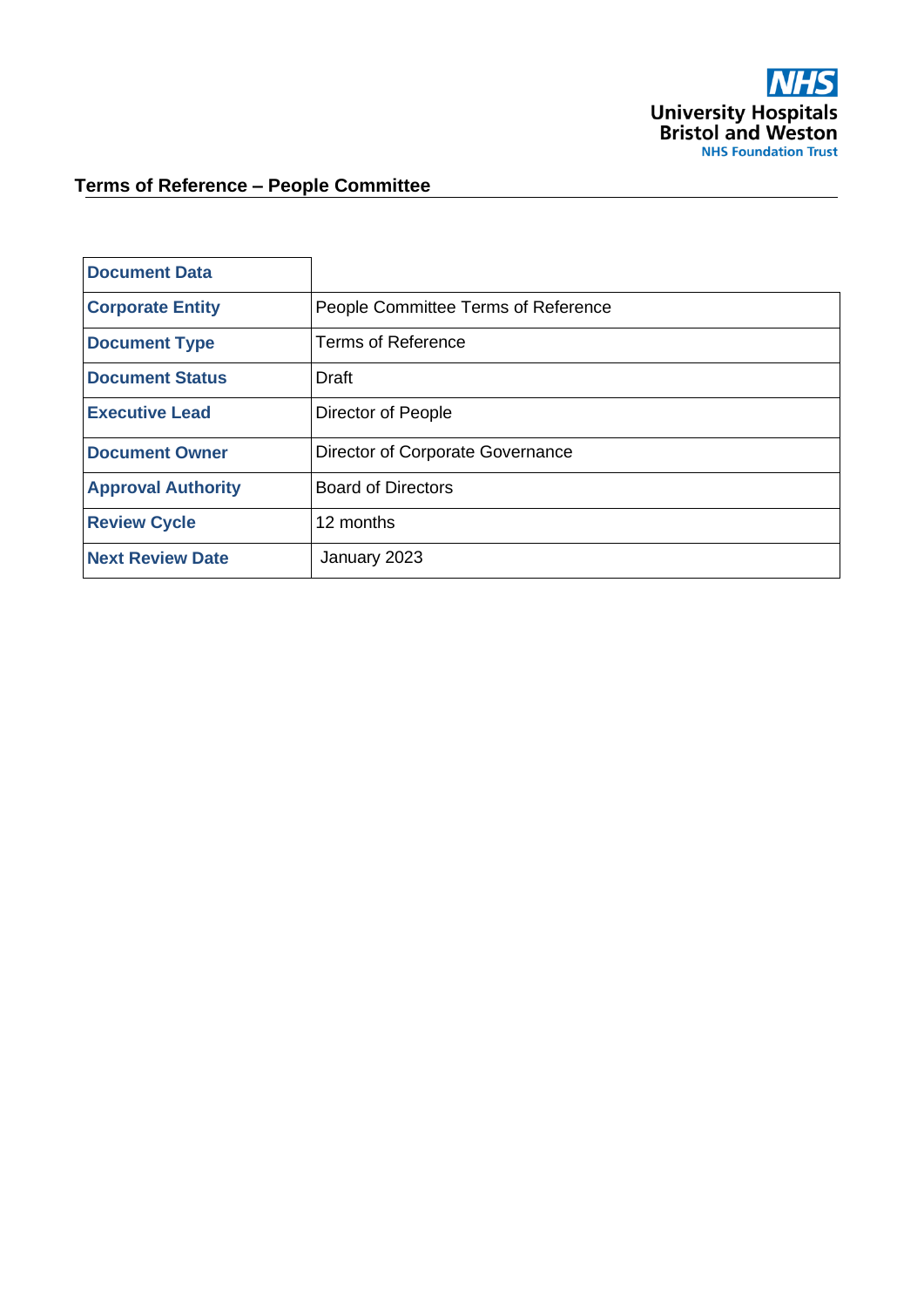University Hospitals Bristol and Weston NHS Foundation Trust

# Terms of Reference – People Committee

| Document Data | |
|---|---|
| Corporate Entity | People Committee Terms of Reference |
| Document Type | Terms of Reference |
| Document Status | Draft |
| Executive Lead | Director of People |
| Document Owner | Director of Corporate Governance |
| Approval Authority | Board of Directors |
| Review Cycle | 12 months |
| Next Review Date | January 2023 |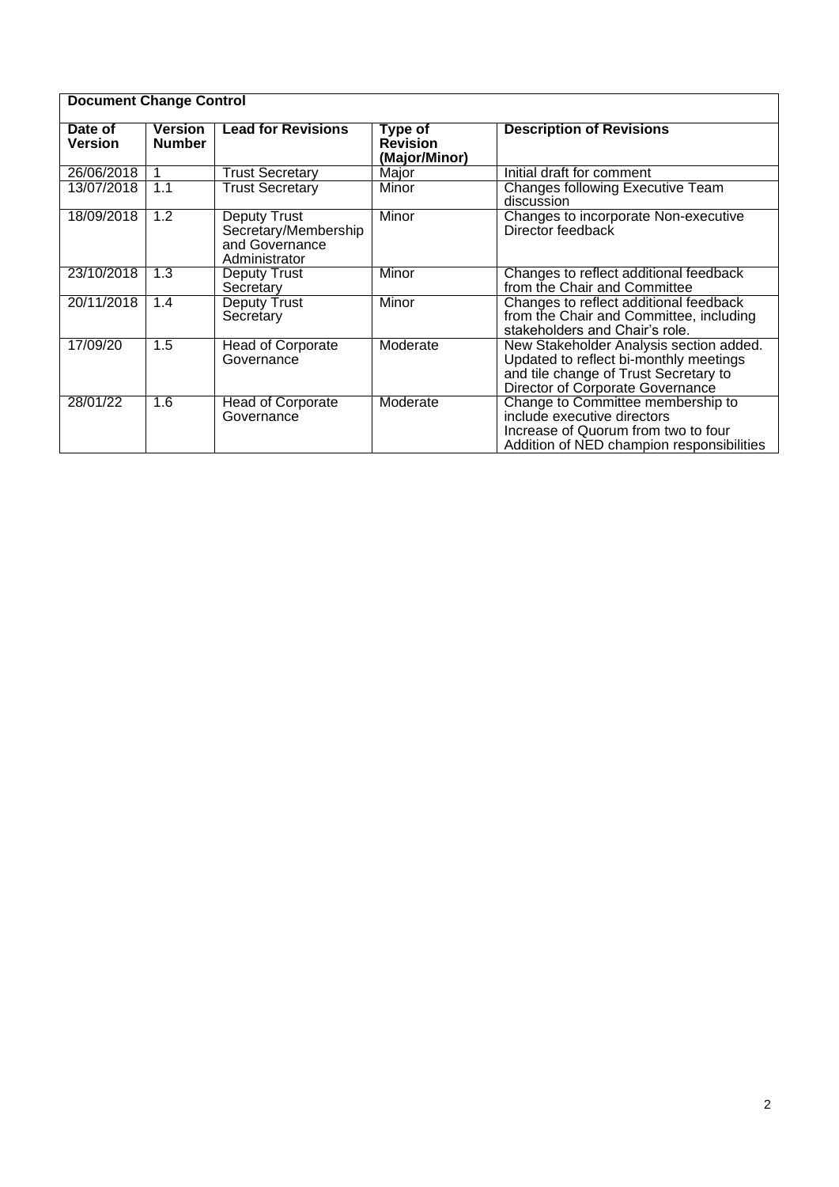| **Document Change Control** | | | | |
|---|---|---|---|---|
| **Date of Version** | **Version Number** | **Lead for Revisions** | **Type of Revision (Major/Minor)** | **Description of Revisions** |
| 26/06/2018 | 1 | Trust Secretary | Major | Initial draft for comment |
| 13/07/2018 | 1.1 | Trust Secretary | Minor | Changes following Executive Team discussion |
| 18/09/2018 | 1.2 | Deputy Trust Secretary/Membership and Governance Administrator | Minor | Changes to incorporate Non-executive Director feedback |
| 23/10/2018 | 1.3 | Deputy Trust Secretary | Minor | Changes to reflect additional feedback from the Chair and Committee |
| 20/11/2018 | 1.4 | Deputy Trust Secretary | Minor | Changes to reflect additional feedback from the Chair and Committee, including stakeholders and Chair's role. |
| 17/09/20 | 1.5 | Head of Corporate Governance | Moderate | New Stakeholder Analysis section added. Updated to reflect bi-monthly meetings and tile change of Trust Secretary to Director of Corporate Governance |
| 28/01/22 | 1.6 | Head of Corporate Governance | Moderate | Change to Committee membership to include executive directors<br>Increase of Quorum from two to four<br>Addition of NED champion responsibilities |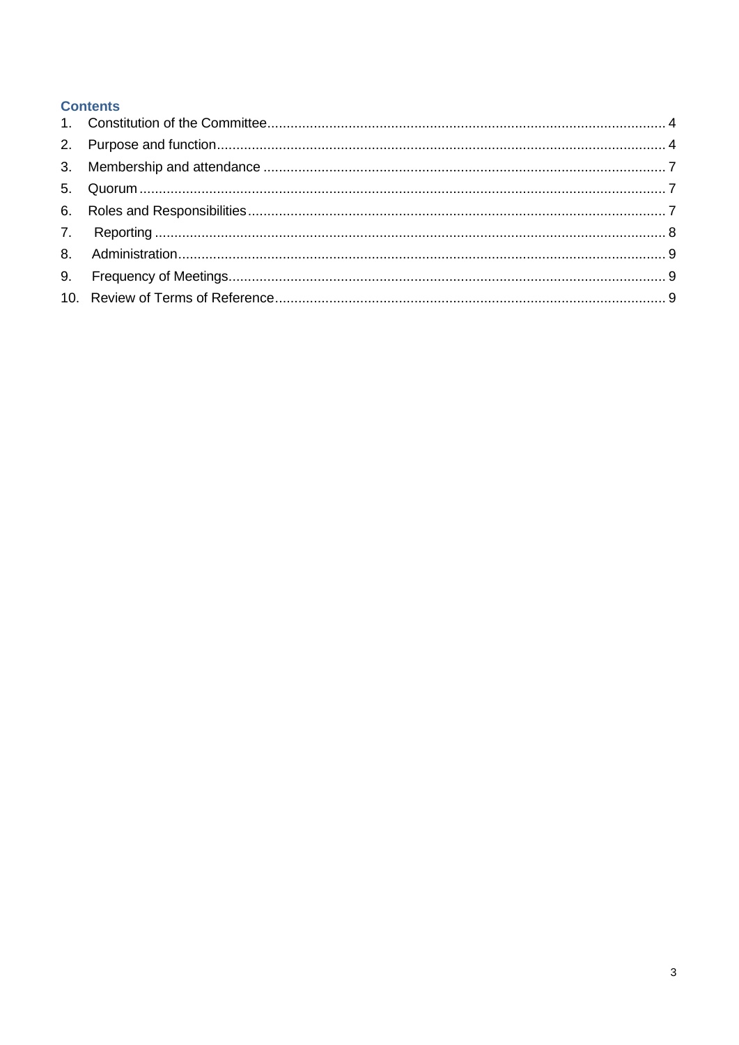## Contents

1. Constitution of the Committee .......... 4
2. Purpose and function .......... 4
3. Membership and attendance .......... 7
5. Quorum .......... 7
6. Roles and Responsibilities .......... 7
7. Reporting .......... 8
8. Administration .......... 9
9. Frequency of Meetings .......... 9
10. Review of Terms of Reference .......... 9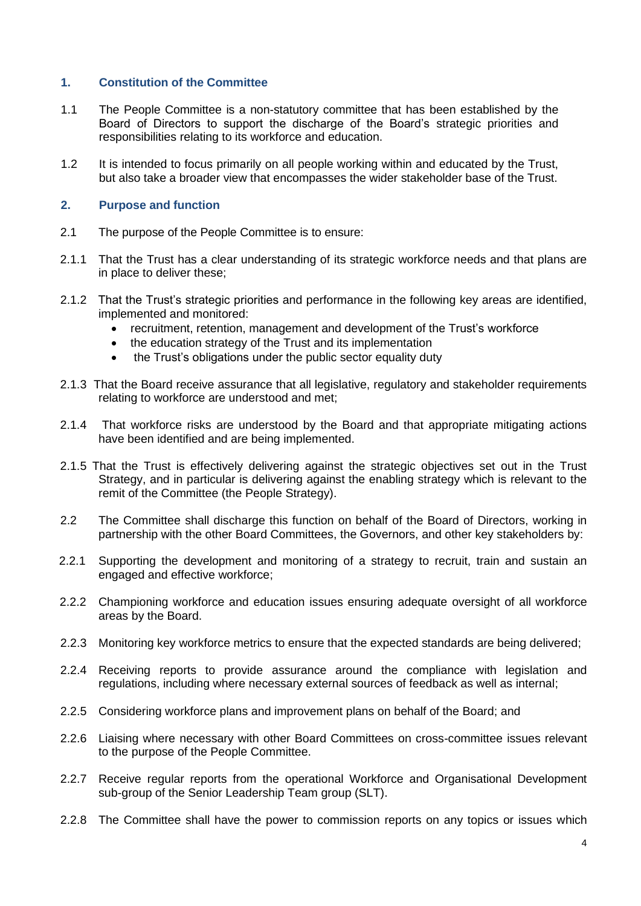## 1. Constitution of the Committee

1.1 The People Committee is a non-statutory committee that has been established by the Board of Directors to support the discharge of the Board's strategic priorities and responsibilities relating to its workforce and education.

1.2 It is intended to focus primarily on all people working within and educated by the Trust, but also take a broader view that encompasses the wider stakeholder base of the Trust.

## 2. Purpose and function

2.1 The purpose of the People Committee is to ensure:

2.1.1 That the Trust has a clear understanding of its strategic workforce needs and that plans are in place to deliver these;

2.1.2 That the Trust's strategic priorities and performance in the following key areas are identified, implemented and monitored:

- recruitment, retention, management and development of the Trust's workforce
- the education strategy of the Trust and its implementation
- the Trust's obligations under the public sector equality duty

2.1.3 That the Board receive assurance that all legislative, regulatory and stakeholder requirements relating to workforce are understood and met;

2.1.4 That workforce risks are understood by the Board and that appropriate mitigating actions have been identified and are being implemented.

2.1.5 That the Trust is effectively delivering against the strategic objectives set out in the Trust Strategy, and in particular is delivering against the enabling strategy which is relevant to the remit of the Committee (the People Strategy).

2.2 The Committee shall discharge this function on behalf of the Board of Directors, working in partnership with the other Board Committees, the Governors, and other key stakeholders by:

2.2.1 Supporting the development and monitoring of a strategy to recruit, train and sustain an engaged and effective workforce;

2.2.2 Championing workforce and education issues ensuring adequate oversight of all workforce areas by the Board.

2.2.3 Monitoring key workforce metrics to ensure that the expected standards are being delivered;

2.2.4 Receiving reports to provide assurance around the compliance with legislation and regulations, including where necessary external sources of feedback as well as internal;

2.2.5 Considering workforce plans and improvement plans on behalf of the Board; and

2.2.6 Liaising where necessary with other Board Committees on cross-committee issues relevant to the purpose of the People Committee.

2.2.7 Receive regular reports from the operational Workforce and Organisational Development sub-group of the Senior Leadership Team group (SLT).

2.2.8 The Committee shall have the power to commission reports on any topics or issues which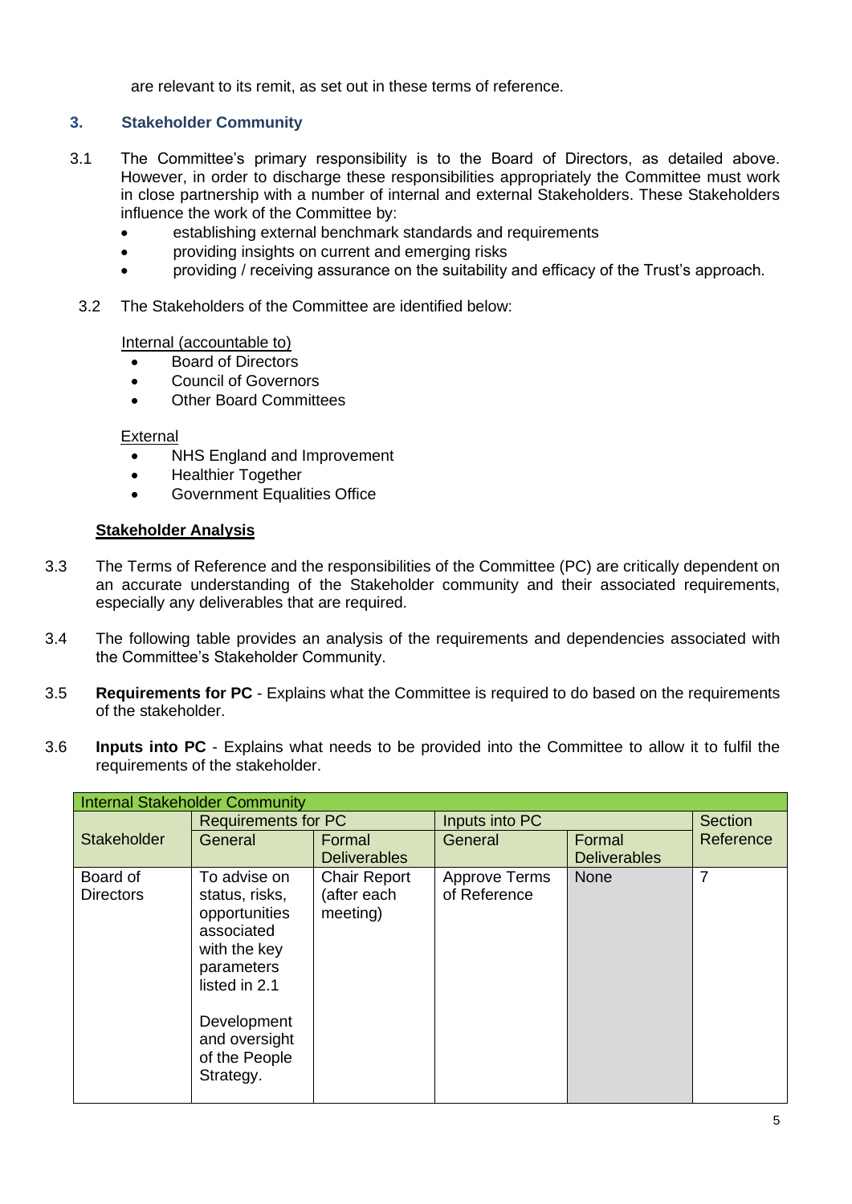are relevant to its remit, as set out in these terms of reference.

## 3. Stakeholder Community

3.1 The Committee's primary responsibility is to the Board of Directors, as detailed above. However, in order to discharge these responsibilities appropriately the Committee must work in close partnership with a number of internal and external Stakeholders. These Stakeholders influence the work of the Committee by:

- establishing external benchmark standards and requirements
- providing insights on current and emerging risks
- providing / receiving assurance on the suitability and efficacy of the Trust's approach.

3.2 The Stakeholders of the Committee are identified below:

Internal (accountable to)

- Board of Directors
- Council of Governors
- Other Board Committees

External

- NHS England and Improvement
- Healthier Together
- Government Equalities Office

**Stakeholder Analysis**

3.3 The Terms of Reference and the responsibilities of the Committee (PC) are critically dependent on an accurate understanding of the Stakeholder community and their associated requirements, especially any deliverables that are required.

3.4 The following table provides an analysis of the requirements and dependencies associated with the Committee's Stakeholder Community.

3.5 **Requirements for PC** - Explains what the Committee is required to do based on the requirements of the stakeholder.

3.6 **Inputs into PC** - Explains what needs to be provided into the Committee to allow it to fulfil the requirements of the stakeholder.

| Internal Stakeholder Community | | | | | |
|---|---|---|---|---|---|
| | Requirements for PC | | Inputs into PC | | Section Reference |
| Stakeholder | General | Formal Deliverables | General | Formal Deliverables | |
| Board of Directors | To advise on status, risks, opportunities associated with the key parameters listed in 2.1<br><br>Development and oversight of the People Strategy. | Chair Report (after each meeting) | Approve Terms of Reference | None | 7 |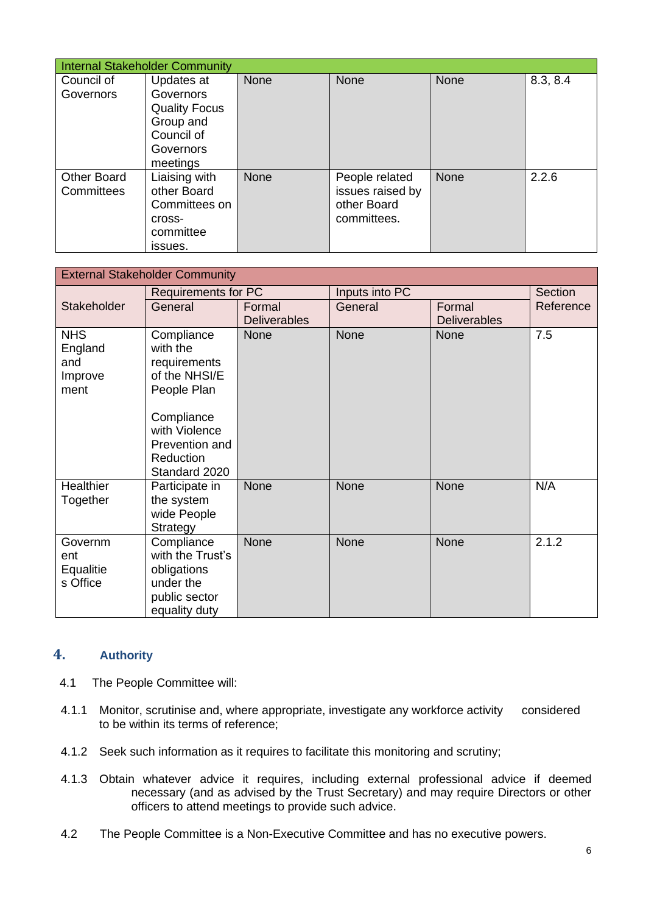| Internal Stakeholder Community | | | | | |
|---|---|---|---|---|---|
| Council of Governors | Updates at Governors Quality Focus Group and Council of Governors meetings | None | None | None | 8.3, 8.4 |
| Other Board Committees | Liaising with other Board Committees on cross-committee issues. | None | People related issues raised by other Board committees. | None | 2.2.6 |

| External Stakeholder Community | | | | | |
|---|---|---|---|---|---|
| Stakeholder | Requirements for PC | | Inputs into PC | | Section Reference |
| | General | Formal Deliverables | General | Formal Deliverables | |
| NHS England and Improvement | Compliance with the requirements of the NHSI/E People Plan<br><br>Compliance with Violence Prevention and Reduction Standard 2020 | None | None | None | 7.5 |
| Healthier Together | Participate in the system wide People Strategy | None | None | None | N/A |
| Government Equalities Office | Compliance with the Trust's obligations under the public sector equality duty | None | None | None | 2.1.2 |

## 4. Authority

4.1 The People Committee will:

4.1.1 Monitor, scrutinise and, where appropriate, investigate any workforce activity considered to be within its terms of reference;

4.1.2 Seek such information as it requires to facilitate this monitoring and scrutiny;

4.1.3 Obtain whatever advice it requires, including external professional advice if deemed necessary (and as advised by the Trust Secretary) and may require Directors or other officers to attend meetings to provide such advice.

4.2 The People Committee is a Non-Executive Committee and has no executive powers.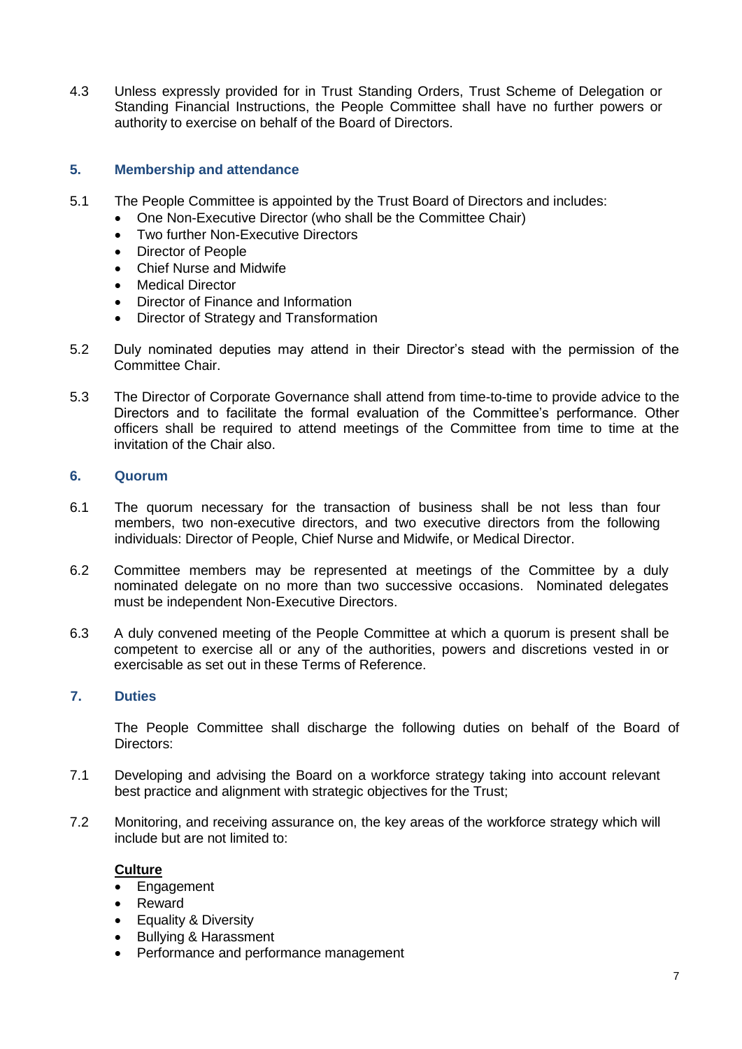4.3 Unless expressly provided for in Trust Standing Orders, Trust Scheme of Delegation or Standing Financial Instructions, the People Committee shall have no further powers or authority to exercise on behalf of the Board of Directors.

## 5. Membership and attendance

5.1 The People Committee is appointed by the Trust Board of Directors and includes:

- One Non-Executive Director (who shall be the Committee Chair)
- Two further Non-Executive Directors
- Director of People
- Chief Nurse and Midwife
- Medical Director
- Director of Finance and Information
- Director of Strategy and Transformation

5.2 Duly nominated deputies may attend in their Director's stead with the permission of the Committee Chair.

5.3 The Director of Corporate Governance shall attend from time-to-time to provide advice to the Directors and to facilitate the formal evaluation of the Committee's performance. Other officers shall be required to attend meetings of the Committee from time to time at the invitation of the Chair also.

## 6. Quorum

6.1 The quorum necessary for the transaction of business shall be not less than four members, two non-executive directors, and two executive directors from the following individuals: Director of People, Chief Nurse and Midwife, or Medical Director.

6.2 Committee members may be represented at meetings of the Committee by a duly nominated delegate on no more than two successive occasions. Nominated delegates must be independent Non-Executive Directors.

6.3 A duly convened meeting of the People Committee at which a quorum is present shall be competent to exercise all or any of the authorities, powers and discretions vested in or exercisable as set out in these Terms of Reference.

## 7. Duties

The People Committee shall discharge the following duties on behalf of the Board of Directors:

7.1 Developing and advising the Board on a workforce strategy taking into account relevant best practice and alignment with strategic objectives for the Trust;

7.2 Monitoring, and receiving assurance on, the key areas of the workforce strategy which will include but are not limited to:

**Culture**

- Engagement
- Reward
- Equality & Diversity
- Bullying & Harassment
- Performance and performance management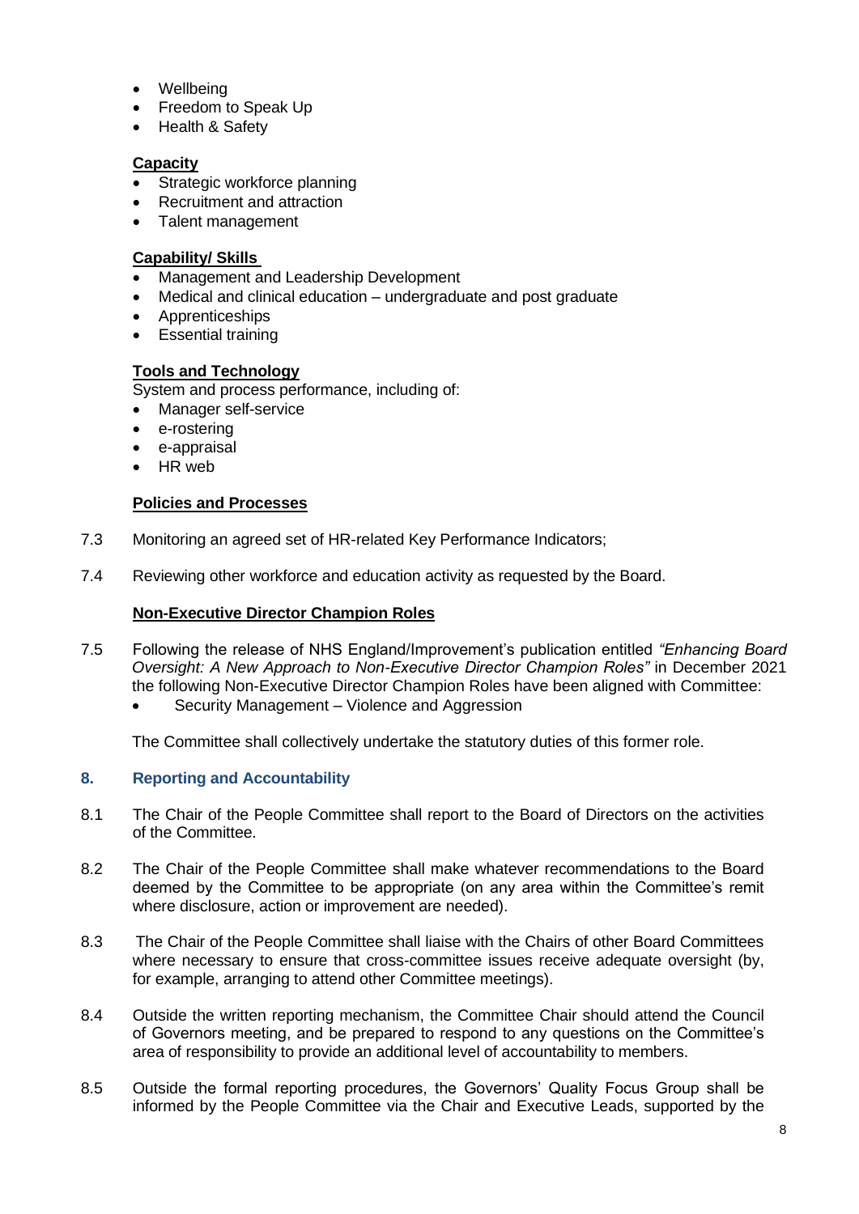- Wellbeing
- Freedom to Speak Up
- Health & Safety

**Capacity**

- Strategic workforce planning
- Recruitment and attraction
- Talent management

**Capability/ Skills**

- Management and Leadership Development
- Medical and clinical education – undergraduate and post graduate
- Apprenticeships
- Essential training

**Tools and Technology**

System and process performance, including of:

- Manager self-service
- e-rostering
- e-appraisal
- HR web

**Policies and Processes**

7.3 Monitoring an agreed set of HR-related Key Performance Indicators;

7.4 Reviewing other workforce and education activity as requested by the Board.

**Non-Executive Director Champion Roles**

7.5 Following the release of NHS England/Improvement's publication entitled *"Enhancing Board Oversight: A New Approach to Non-Executive Director Champion Roles"* in December 2021 the following Non-Executive Director Champion Roles have been aligned with Committee:

- Security Management – Violence and Aggression

The Committee shall collectively undertake the statutory duties of this former role.

## 8. Reporting and Accountability

8.1 The Chair of the People Committee shall report to the Board of Directors on the activities of the Committee.

8.2 The Chair of the People Committee shall make whatever recommendations to the Board deemed by the Committee to be appropriate (on any area within the Committee's remit where disclosure, action or improvement are needed).

8.3 The Chair of the People Committee shall liaise with the Chairs of other Board Committees where necessary to ensure that cross-committee issues receive adequate oversight (by, for example, arranging to attend other Committee meetings).

8.4 Outside the written reporting mechanism, the Committee Chair should attend the Council of Governors meeting, and be prepared to respond to any questions on the Committee's area of responsibility to provide an additional level of accountability to members.

8.5 Outside the formal reporting procedures, the Governors' Quality Focus Group shall be informed by the People Committee via the Chair and Executive Leads, supported by the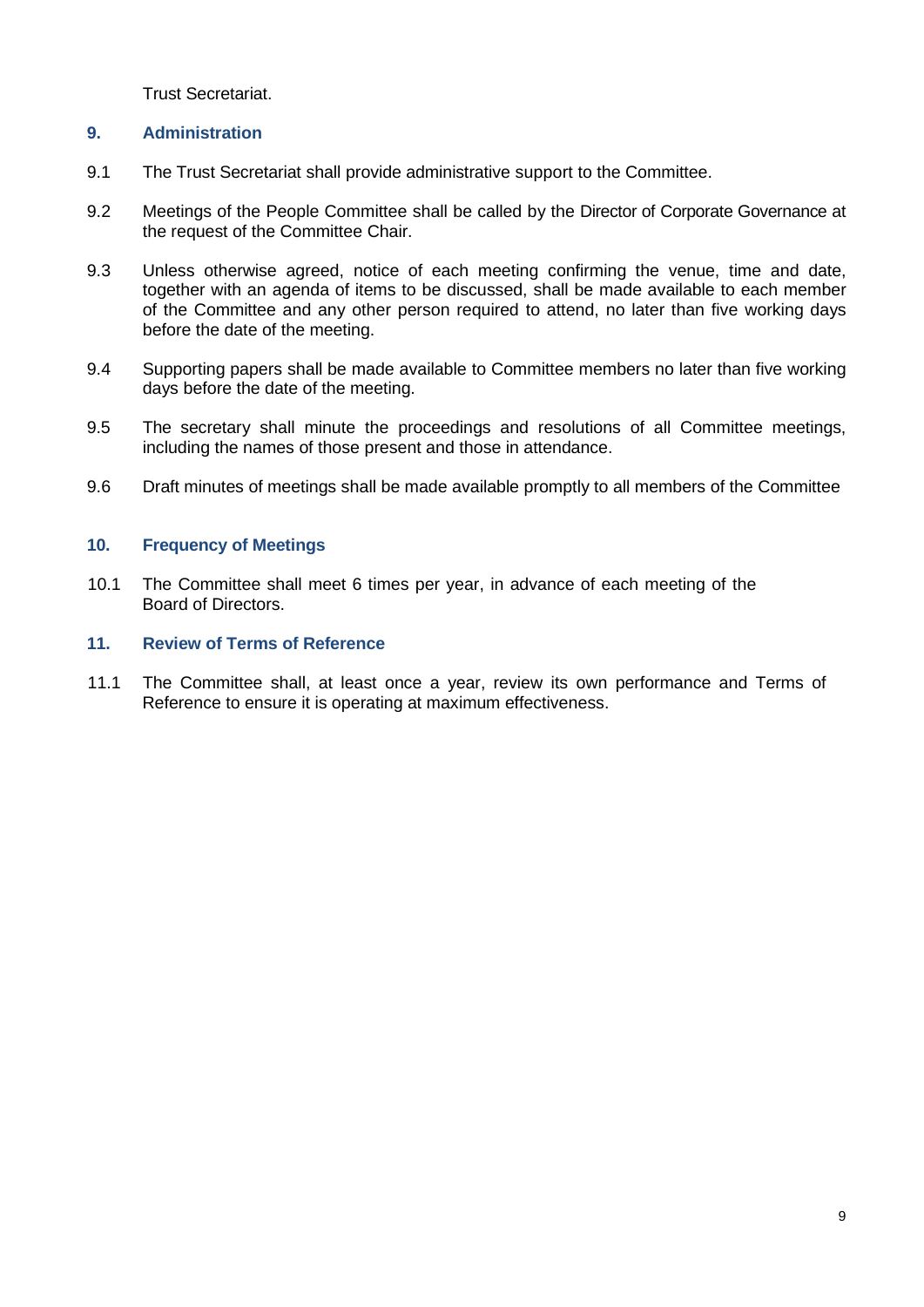Trust Secretariat.

## 9. Administration

9.1 The Trust Secretariat shall provide administrative support to the Committee.

9.2 Meetings of the People Committee shall be called by the Director of Corporate Governance at the request of the Committee Chair.

9.3 Unless otherwise agreed, notice of each meeting confirming the venue, time and date, together with an agenda of items to be discussed, shall be made available to each member of the Committee and any other person required to attend, no later than five working days before the date of the meeting.

9.4 Supporting papers shall be made available to Committee members no later than five working days before the date of the meeting.

9.5 The secretary shall minute the proceedings and resolutions of all Committee meetings, including the names of those present and those in attendance.

9.6 Draft minutes of meetings shall be made available promptly to all members of the Committee

## 10. Frequency of Meetings

10.1 The Committee shall meet 6 times per year, in advance of each meeting of the Board of Directors.

## 11. Review of Terms of Reference

11.1 The Committee shall, at least once a year, review its own performance and Terms of Reference to ensure it is operating at maximum effectiveness.